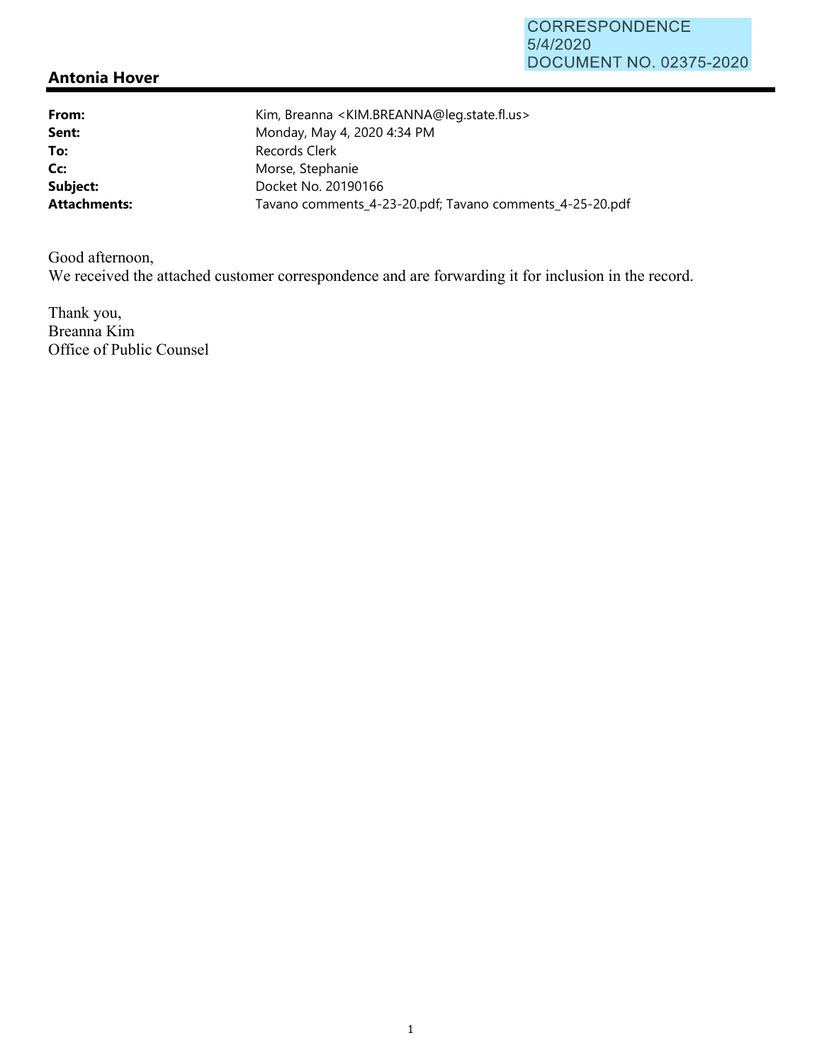CORRESPONDENCE
5/4/2020
DOCUMENT NO. 02375-2020

## Antonia Hover

**From:** Kim, Breanna <KIM.BREANNA@leg.state.fl.us>
**Sent:** Monday, May 4, 2020 4:34 PM
**To:** Records Clerk
**Cc:** Morse, Stephanie
**Subject:** Docket No. 20190166
**Attachments:** Tavano comments_4-23-20.pdf; Tavano comments_4-25-20.pdf

Good afternoon,
We received the attached customer correspondence and are forwarding it for inclusion in the record.

Thank you,
Breanna Kim
Office of Public Counsel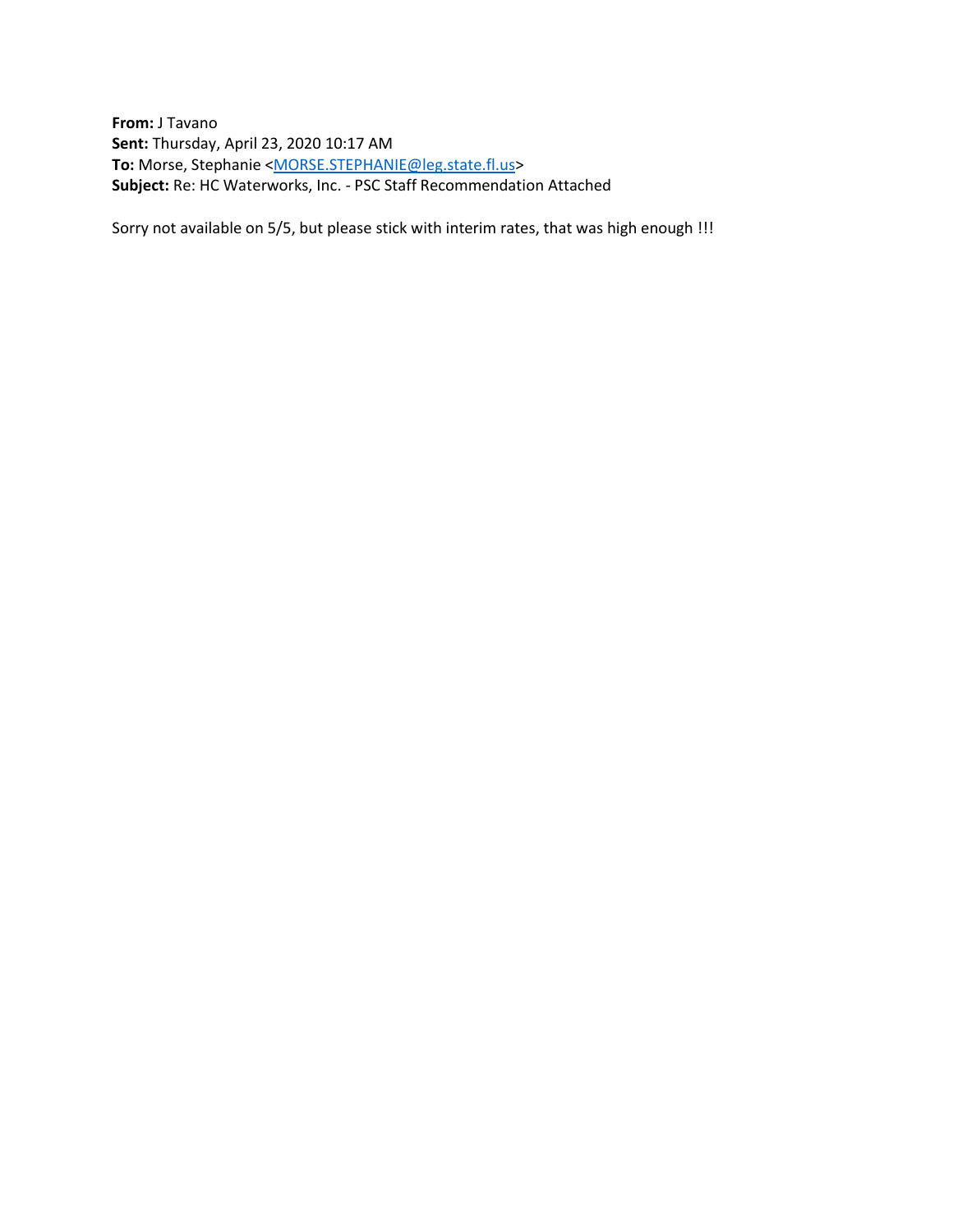**From:** J Tavano
**Sent:** Thursday, April 23, 2020 10:17 AM
**To:** Morse, Stephanie <MORSE.STEPHANIE@leg.state.fl.us>
**Subject:** Re: HC Waterworks, Inc. - PSC Staff Recommendation Attached

Sorry not available on 5/5, but please stick with interim rates, that was high enough !!!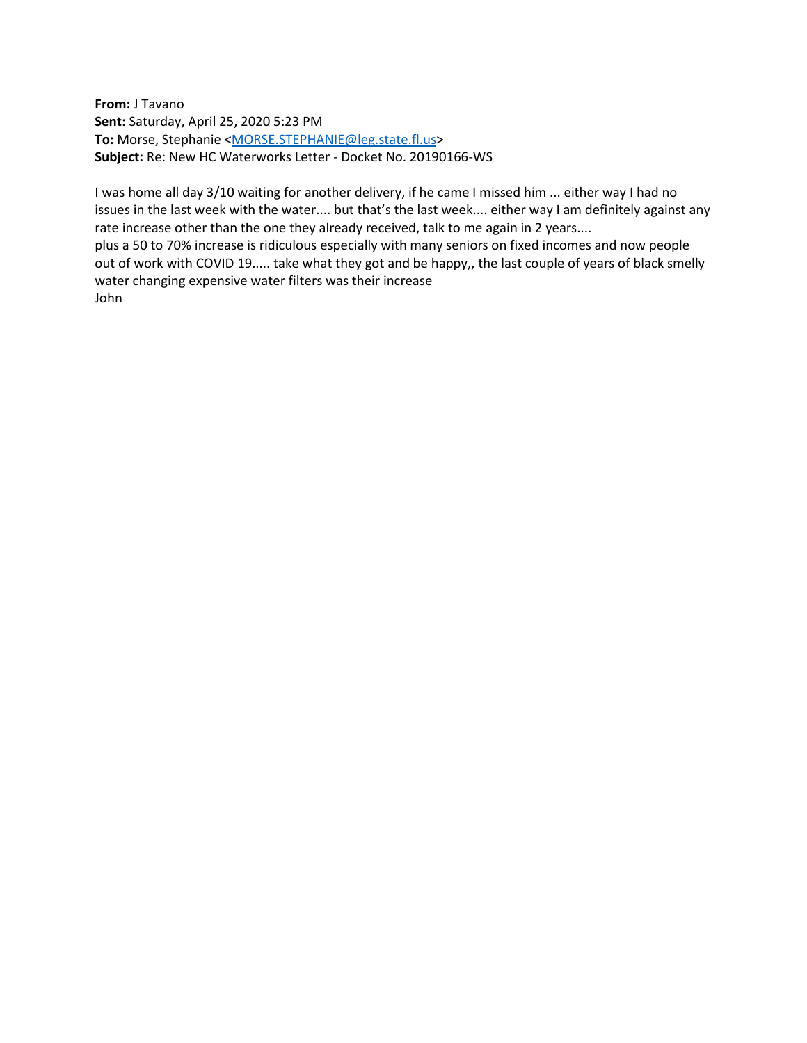**From:** J Tavano
**Sent:** Saturday, April 25, 2020 5:23 PM
**To:** Morse, Stephanie <MORSE.STEPHANIE@leg.state.fl.us>
**Subject:** Re: New HC Waterworks Letter - Docket No. 20190166-WS

I was home all day 3/10 waiting for another delivery, if he came I missed him ... either way I had no issues in the last week with the water.... but that's the last week.... either way I am definitely against any rate increase other than the one they already received, talk to me again in 2 years....
plus a 50 to 70% increase is ridiculous especially with many seniors on fixed incomes and now people out of work with COVID 19..... take what they got and be happy,, the last couple of years of black smelly water changing expensive water filters was their increase
John